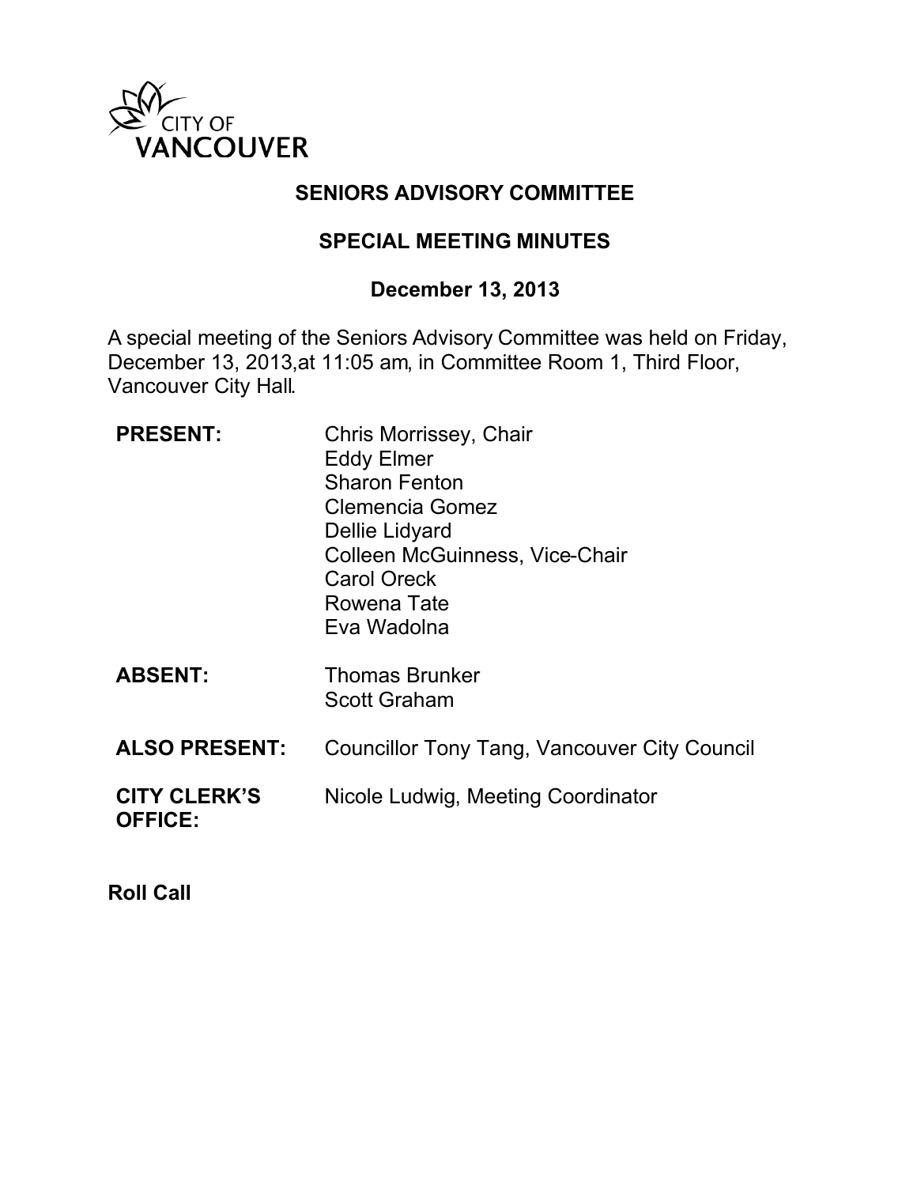CITY OF VANCOUVER

# SENIORS ADVISORY COMMITTEE

## SPECIAL MEETING MINUTES

## December 13, 2013

A special meeting of the Seniors Advisory Committee was held on Friday, December 13, 2013,at 11:05 am, in Committee Room 1, Third Floor, Vancouver City Hall.

| | |
|---|---|
| **PRESENT:** | Chris Morrissey, Chair<br>Eddy Elmer<br>Sharon Fenton<br>Clemencia Gomez<br>Dellie Lidyard<br>Colleen McGuinness, Vice-Chair<br>Carol Oreck<br>Rowena Tate<br>Eva Wadolna |
| **ABSENT:** | Thomas Brunker<br>Scott Graham |
| **ALSO PRESENT:** | Councillor Tony Tang, Vancouver City Council |
| **CITY CLERK'S OFFICE:** | Nicole Ludwig, Meeting Coordinator |

**Roll Call**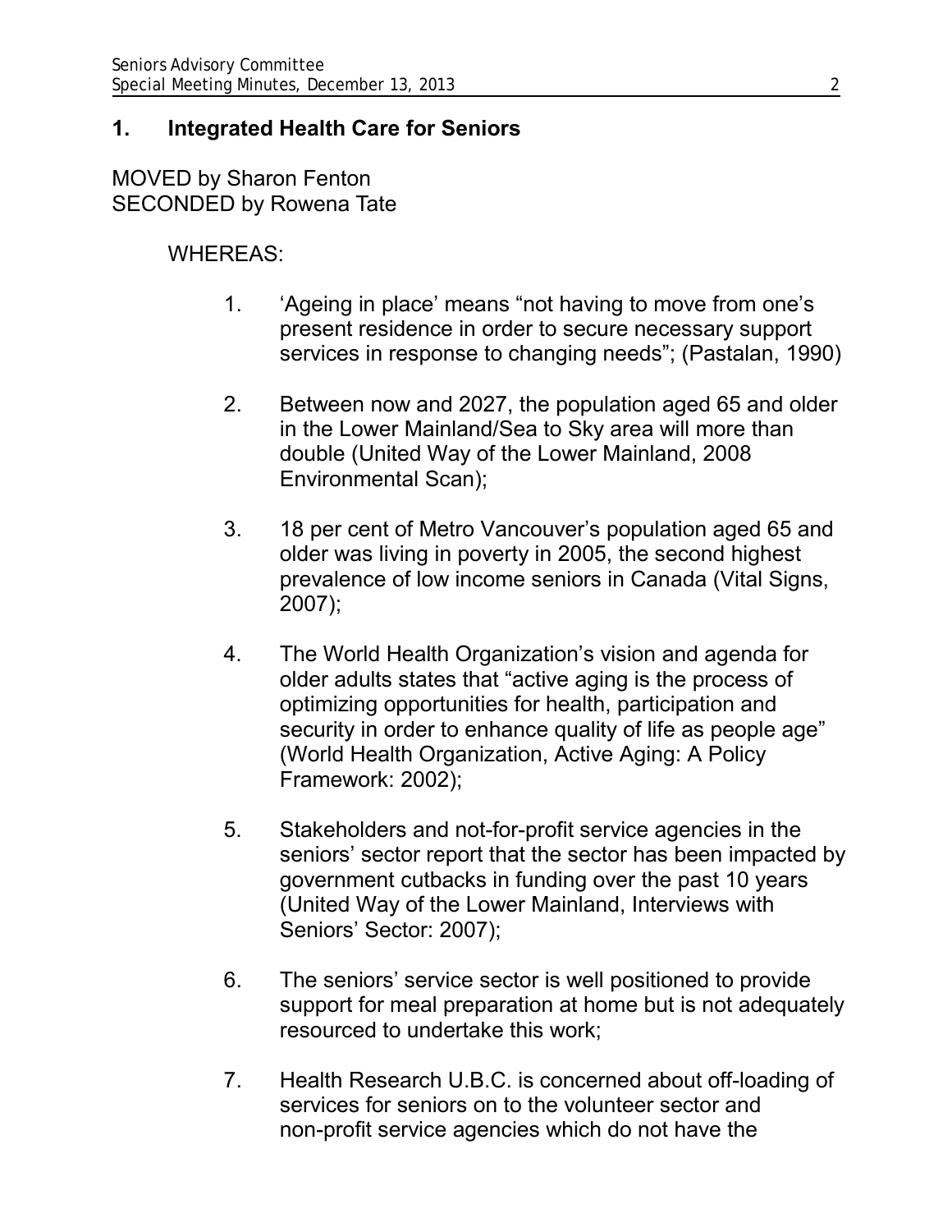## 1. Integrated Health Care for Seniors

MOVED by Sharon Fenton
SECONDED by Rowena Tate

WHEREAS:

1. 'Ageing in place' means "not having to move from one's present residence in order to secure necessary support services in response to changing needs"; (Pastalan, 1990)

2. Between now and 2027, the population aged 65 and older in the Lower Mainland/Sea to Sky area will more than double (United Way of the Lower Mainland, 2008 Environmental Scan);

3. 18 per cent of Metro Vancouver's population aged 65 and older was living in poverty in 2005, the second highest prevalence of low income seniors in Canada (Vital Signs, 2007);

4. The World Health Organization's vision and agenda for older adults states that "active aging is the process of optimizing opportunities for health, participation and security in order to enhance quality of life as people age" (World Health Organization, Active Aging: A Policy Framework: 2002);

5. Stakeholders and not-for-profit service agencies in the seniors' sector report that the sector has been impacted by government cutbacks in funding over the past 10 years (United Way of the Lower Mainland, Interviews with Seniors' Sector: 2007);

6. The seniors' service sector is well positioned to provide support for meal preparation at home but is not adequately resourced to undertake this work;

7. Health Research U.B.C. is concerned about off-loading of services for seniors on to the volunteer sector and non-profit service agencies which do not have the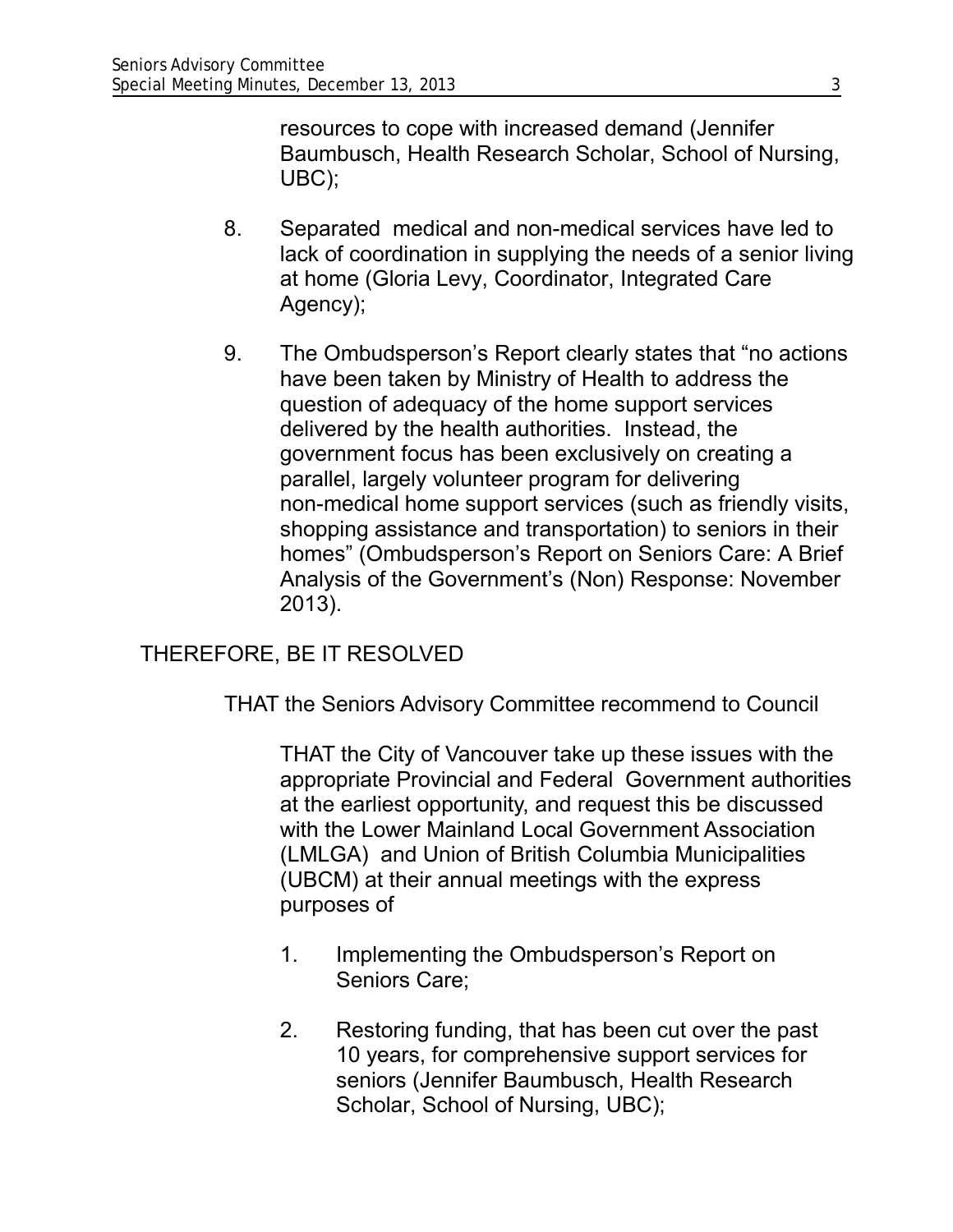resources to cope with increased demand (Jennifer Baumbusch, Health Research Scholar, School of Nursing, UBC);

8. Separated medical and non-medical services have led to lack of coordination in supplying the needs of a senior living at home (Gloria Levy, Coordinator, Integrated Care Agency);

9. The Ombudsperson's Report clearly states that "no actions have been taken by Ministry of Health to address the question of adequacy of the home support services delivered by the health authorities. Instead, the government focus has been exclusively on creating a parallel, largely volunteer program for delivering non-medical home support services (such as friendly visits, shopping assistance and transportation) to seniors in their homes" (Ombudsperson's Report on Seniors Care: A Brief Analysis of the Government's (Non) Response: November 2013).

THEREFORE, BE IT RESOLVED

THAT the Seniors Advisory Committee recommend to Council

THAT the City of Vancouver take up these issues with the appropriate Provincial and Federal Government authorities at the earliest opportunity, and request this be discussed with the Lower Mainland Local Government Association (LMLGA) and Union of British Columbia Municipalities (UBCM) at their annual meetings with the express purposes of

1. Implementing the Ombudsperson's Report on Seniors Care;

2. Restoring funding, that has been cut over the past 10 years, for comprehensive support services for seniors (Jennifer Baumbusch, Health Research Scholar, School of Nursing, UBC);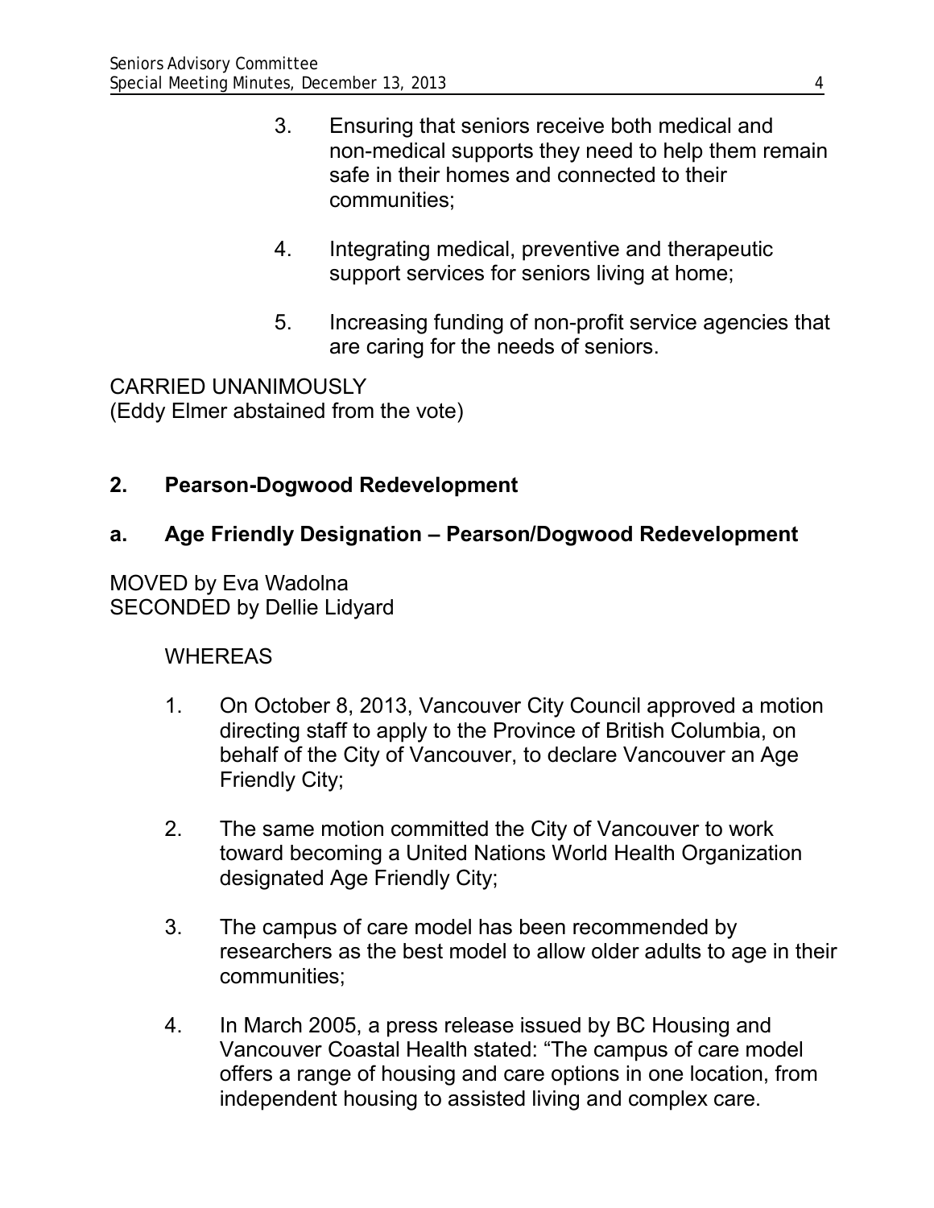3. Ensuring that seniors receive both medical and non-medical supports they need to help them remain safe in their homes and connected to their communities;

4. Integrating medical, preventive and therapeutic support services for seniors living at home;

5. Increasing funding of non-profit service agencies that are caring for the needs of seniors.

CARRIED UNANIMOUSLY
(Eddy Elmer abstained from the vote)

## 2. Pearson-Dogwood Redevelopment

### a. Age Friendly Designation – Pearson/Dogwood Redevelopment

MOVED by Eva Wadolna
SECONDED by Dellie Lidyard

WHEREAS

1. On October 8, 2013, Vancouver City Council approved a motion directing staff to apply to the Province of British Columbia, on behalf of the City of Vancouver, to declare Vancouver an Age Friendly City;

2. The same motion committed the City of Vancouver to work toward becoming a United Nations World Health Organization designated Age Friendly City;

3. The campus of care model has been recommended by researchers as the best model to allow older adults to age in their communities;

4. In March 2005, a press release issued by BC Housing and Vancouver Coastal Health stated: "The campus of care model offers a range of housing and care options in one location, from independent housing to assisted living and complex care.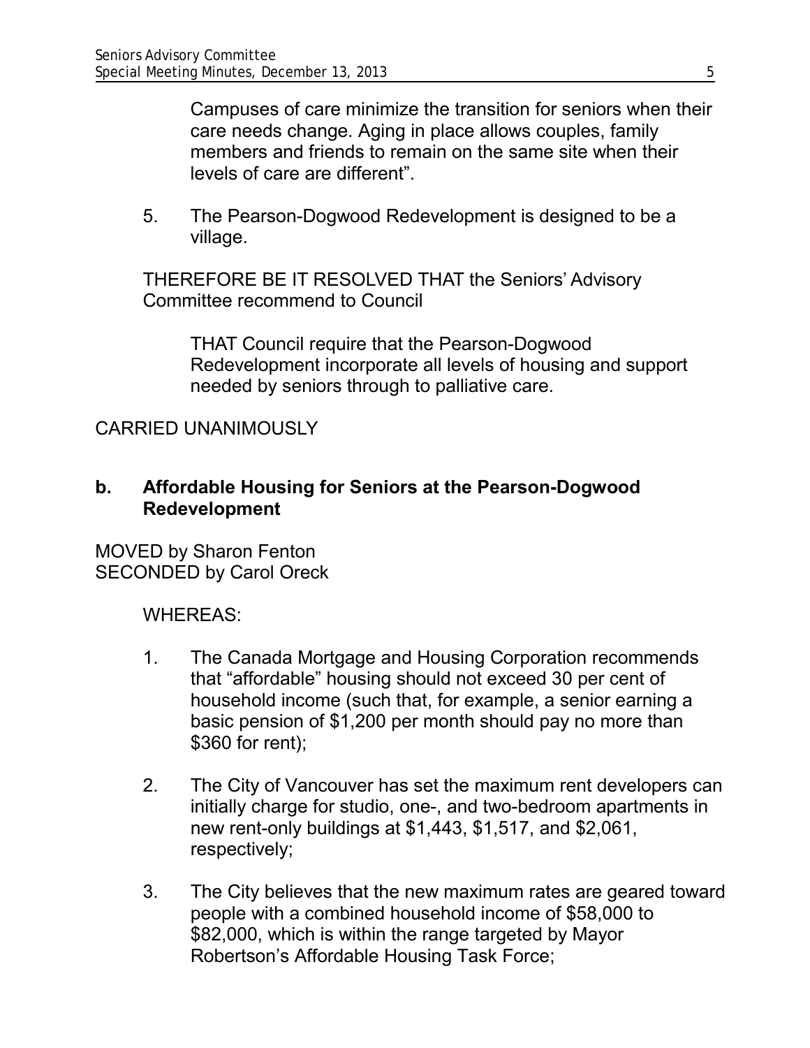Campuses of care minimize the transition for seniors when their care needs change. Aging in place allows couples, family members and friends to remain on the same site when their levels of care are different".

5. The Pearson-Dogwood Redevelopment is designed to be a village.

THEREFORE BE IT RESOLVED THAT the Seniors' Advisory Committee recommend to Council

> THAT Council require that the Pearson-Dogwood Redevelopment incorporate all levels of housing and support needed by seniors through to palliative care.

CARRIED UNANIMOUSLY

**b. Affordable Housing for Seniors at the Pearson-Dogwood Redevelopment**

MOVED by Sharon Fenton
SECONDED by Carol Oreck

WHEREAS:

1. The Canada Mortgage and Housing Corporation recommends that "affordable" housing should not exceed 30 per cent of household income (such that, for example, a senior earning a basic pension of $1,200 per month should pay no more than $360 for rent);

2. The City of Vancouver has set the maximum rent developers can initially charge for studio, one-, and two-bedroom apartments in new rent-only buildings at $1,443, $1,517, and $2,061, respectively;

3. The City believes that the new maximum rates are geared toward people with a combined household income of $58,000 to $82,000, which is within the range targeted by Mayor Robertson's Affordable Housing Task Force;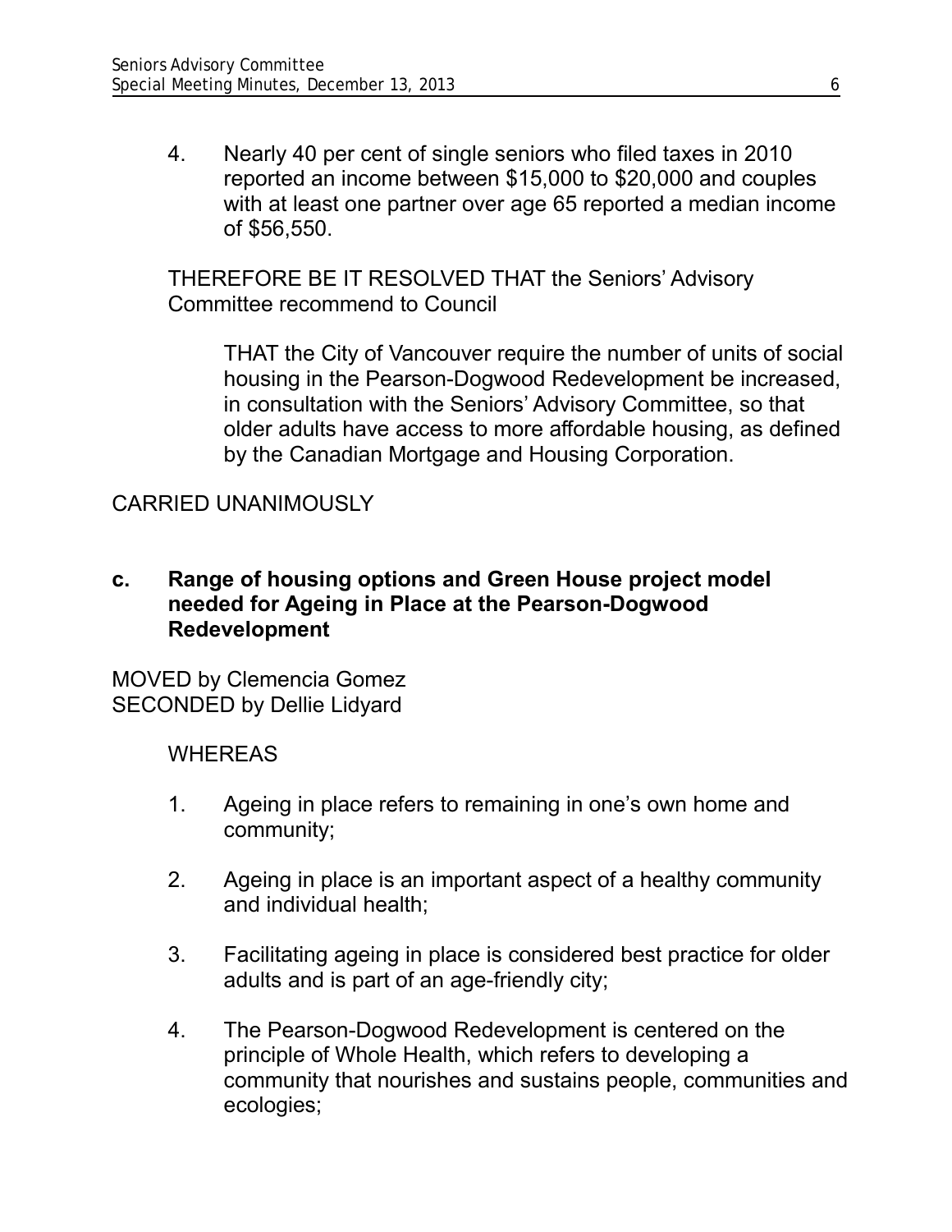4. Nearly 40 per cent of single seniors who filed taxes in 2010 reported an income between $15,000 to $20,000 and couples with at least one partner over age 65 reported a median income of $56,550.

THEREFORE BE IT RESOLVED THAT the Seniors' Advisory Committee recommend to Council

> THAT the City of Vancouver require the number of units of social housing in the Pearson-Dogwood Redevelopment be increased, in consultation with the Seniors' Advisory Committee, so that older adults have access to more affordable housing, as defined by the Canadian Mortgage and Housing Corporation.

CARRIED UNANIMOUSLY

**c. Range of housing options and Green House project model needed for Ageing in Place at the Pearson-Dogwood Redevelopment**

MOVED by Clemencia Gomez
SECONDED by Dellie Lidyard

WHEREAS

1. Ageing in place refers to remaining in one's own home and community;

2. Ageing in place is an important aspect of a healthy community and individual health;

3. Facilitating ageing in place is considered best practice for older adults and is part of an age-friendly city;

4. The Pearson-Dogwood Redevelopment is centered on the principle of Whole Health, which refers to developing a community that nourishes and sustains people, communities and ecologies;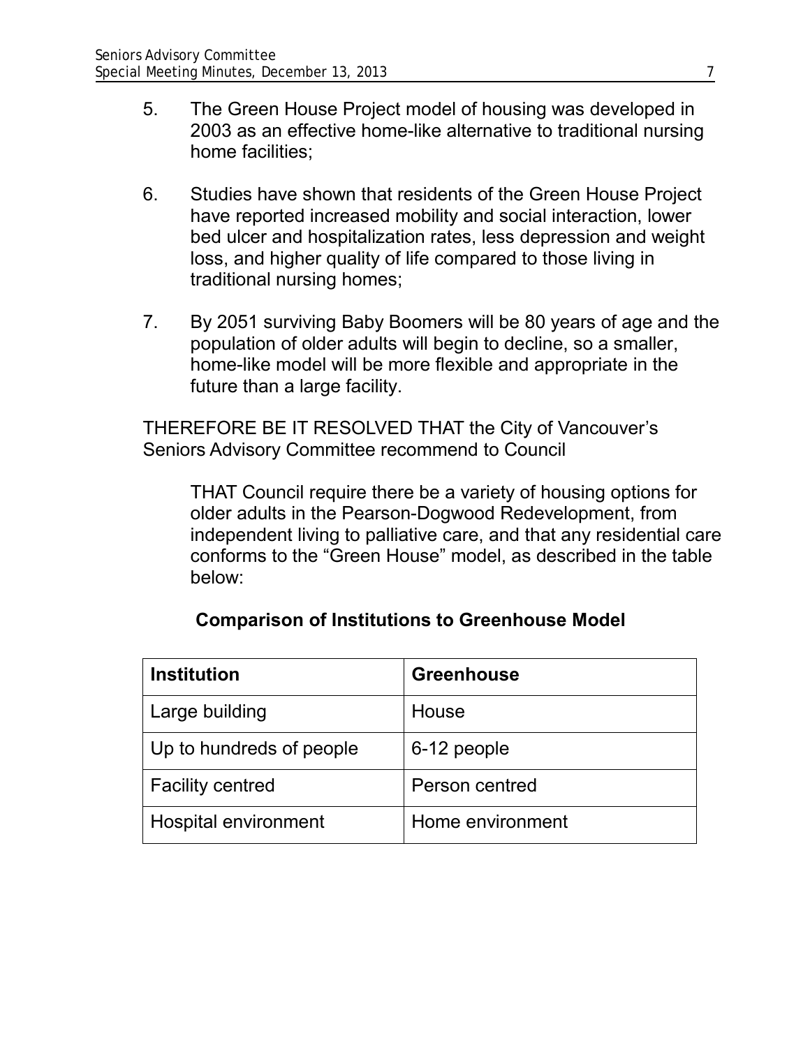5. The Green House Project model of housing was developed in 2003 as an effective home-like alternative to traditional nursing home facilities;

6. Studies have shown that residents of the Green House Project have reported increased mobility and social interaction, lower bed ulcer and hospitalization rates, less depression and weight loss, and higher quality of life compared to those living in traditional nursing homes;

7. By 2051 surviving Baby Boomers will be 80 years of age and the population of older adults will begin to decline, so a smaller, home-like model will be more flexible and appropriate in the future than a large facility.

THEREFORE BE IT RESOLVED THAT the City of Vancouver's Seniors Advisory Committee recommend to Council

> THAT Council require there be a variety of housing options for older adults in the Pearson-Dogwood Redevelopment, from independent living to palliative care, and that any residential care conforms to the "Green House" model, as described in the table below:

**Comparison of Institutions to Greenhouse Model**

| Institution | Greenhouse |
|---|---|
| Large building | House |
| Up to hundreds of people | 6-12 people |
| Facility centred | Person centred |
| Hospital environment | Home environment |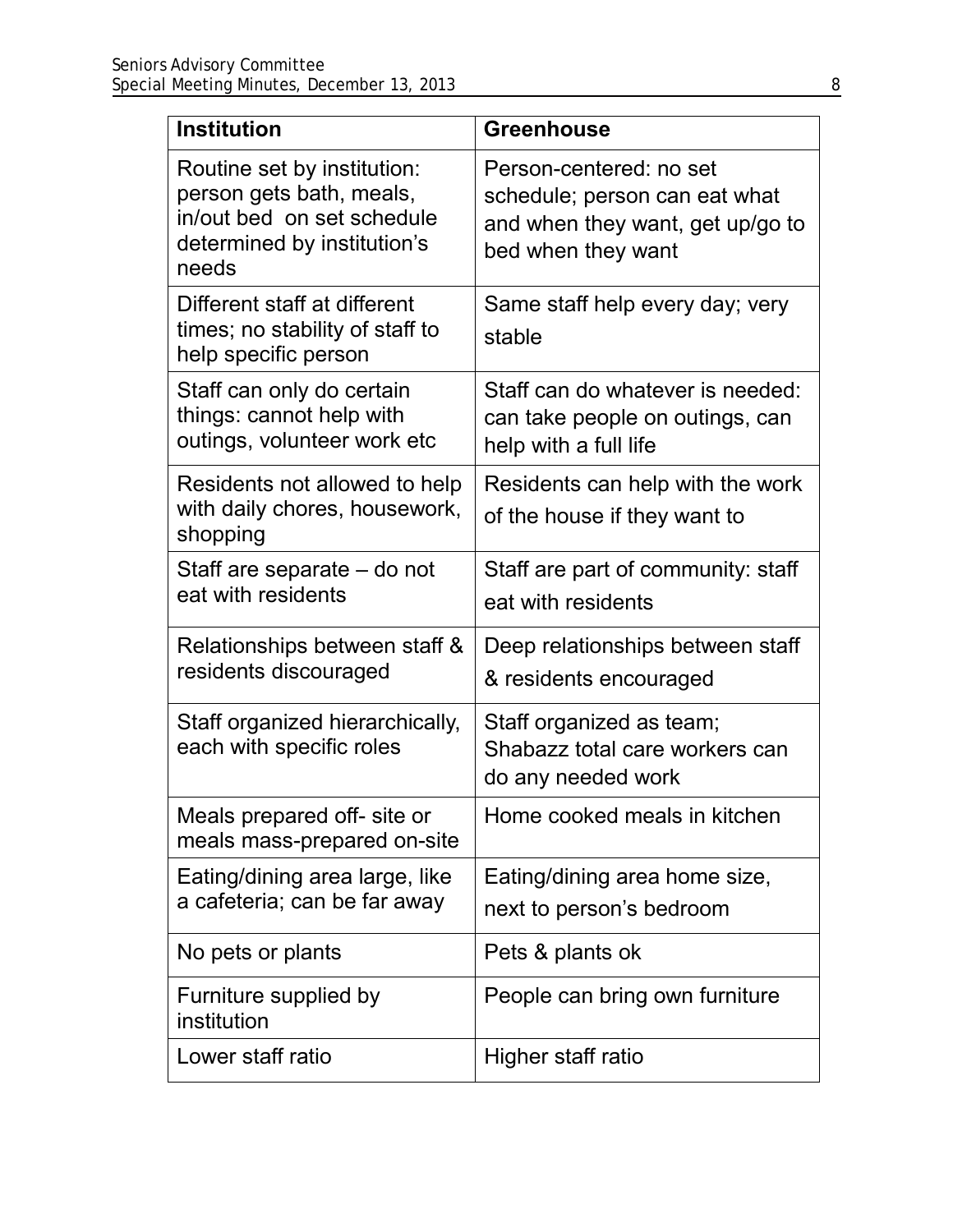| Institution | Greenhouse |
|---|---|
| Routine set by institution: person gets bath, meals, in/out bed on set schedule determined by institution's needs | Person-centered: no set schedule; person can eat what and when they want, get up/go to bed when they want |
| Different staff at different times; no stability of staff to help specific person | Same staff help every day; very stable |
| Staff can only do certain things: cannot help with outings, volunteer work etc | Staff can do whatever is needed: can take people on outings, can help with a full life |
| Residents not allowed to help with daily chores, housework, shopping | Residents can help with the work of the house if they want to |
| Staff are separate – do not eat with residents | Staff are part of community: staff eat with residents |
| Relationships between staff & residents discouraged | Deep relationships between staff & residents encouraged |
| Staff organized hierarchically, each with specific roles | Staff organized as team; Shabazz total care workers can do any needed work |
| Meals prepared off- site or meals mass-prepared on-site | Home cooked meals in kitchen |
| Eating/dining area large, like a cafeteria; can be far away | Eating/dining area home size, next to person's bedroom |
| No pets or plants | Pets & plants ok |
| Furniture supplied by institution | People can bring own furniture |
| Lower staff ratio | Higher staff ratio |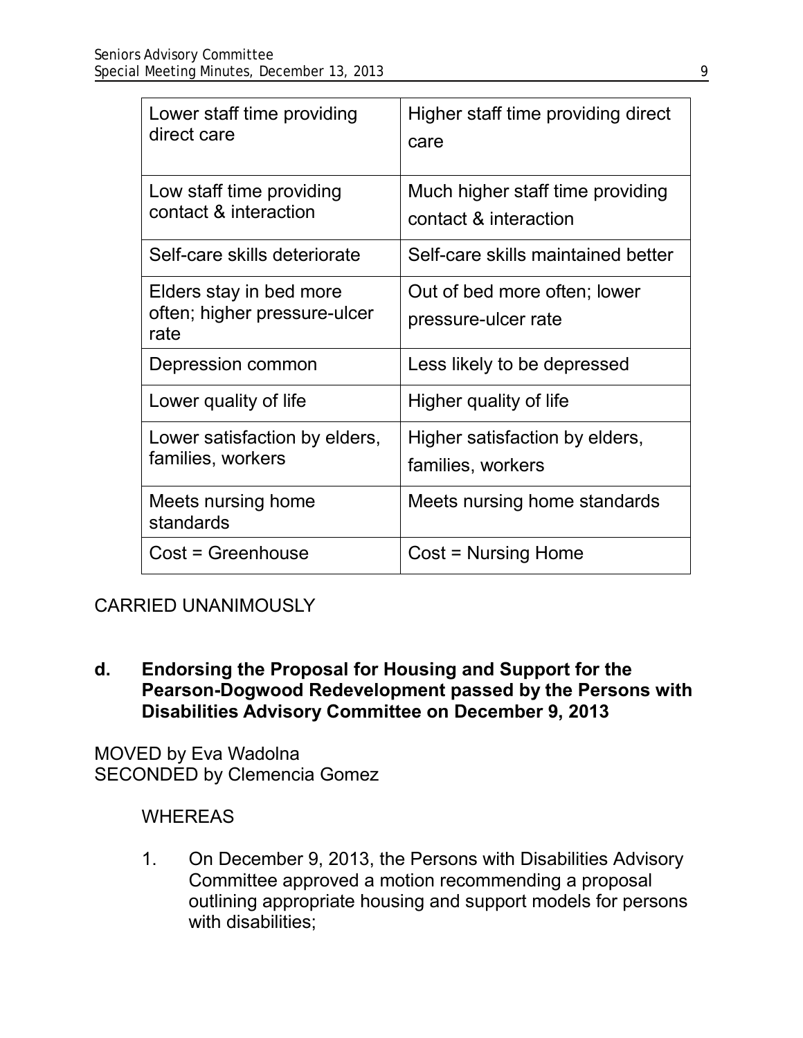| Lower staff time providing direct care | Higher staff time providing direct care |
|---|---|
| Low staff time providing contact & interaction | Much higher staff time providing contact & interaction |
| Self-care skills deteriorate | Self-care skills maintained better |
| Elders stay in bed more often; higher pressure-ulcer rate | Out of bed more often; lower pressure-ulcer rate |
| Depression common | Less likely to be depressed |
| Lower quality of life | Higher quality of life |
| Lower satisfaction by elders, families, workers | Higher satisfaction by elders, families, workers |
| Meets nursing home standards | Meets nursing home standards |
| Cost = Greenhouse | Cost = Nursing Home |

CARRIED UNANIMOUSLY

**d. Endorsing the Proposal for Housing and Support for the Pearson-Dogwood Redevelopment passed by the Persons with Disabilities Advisory Committee on December 9, 2013**

MOVED by Eva Wadolna
SECONDED by Clemencia Gomez

WHEREAS

1. On December 9, 2013, the Persons with Disabilities Advisory Committee approved a motion recommending a proposal outlining appropriate housing and support models for persons with disabilities;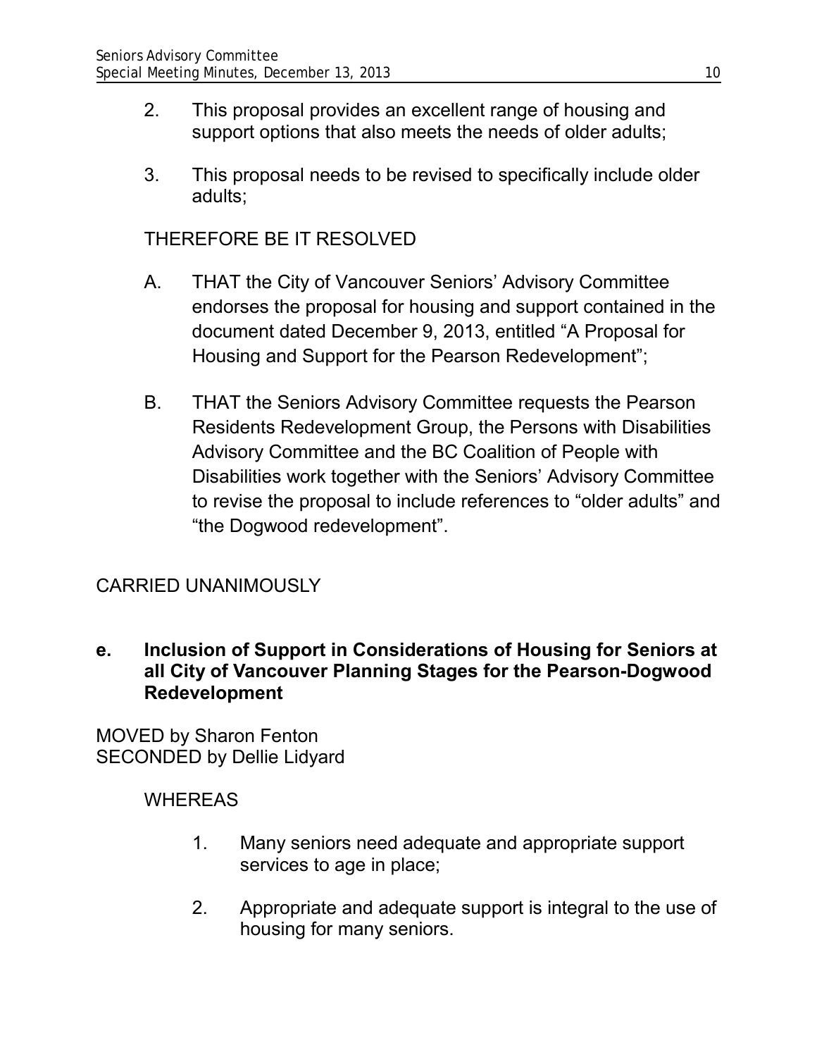2. This proposal provides an excellent range of housing and support options that also meets the needs of older adults;

3. This proposal needs to be revised to specifically include older adults;

THEREFORE BE IT RESOLVED

A. THAT the City of Vancouver Seniors' Advisory Committee endorses the proposal for housing and support contained in the document dated December 9, 2013, entitled "A Proposal for Housing and Support for the Pearson Redevelopment";

B. THAT the Seniors Advisory Committee requests the Pearson Residents Redevelopment Group, the Persons with Disabilities Advisory Committee and the BC Coalition of People with Disabilities work together with the Seniors' Advisory Committee to revise the proposal to include references to "older adults" and "the Dogwood redevelopment".

CARRIED UNANIMOUSLY

**e. Inclusion of Support in Considerations of Housing for Seniors at all City of Vancouver Planning Stages for the Pearson-Dogwood Redevelopment**

MOVED by Sharon Fenton
SECONDED by Dellie Lidyard

WHEREAS

1. Many seniors need adequate and appropriate support services to age in place;

2. Appropriate and adequate support is integral to the use of housing for many seniors.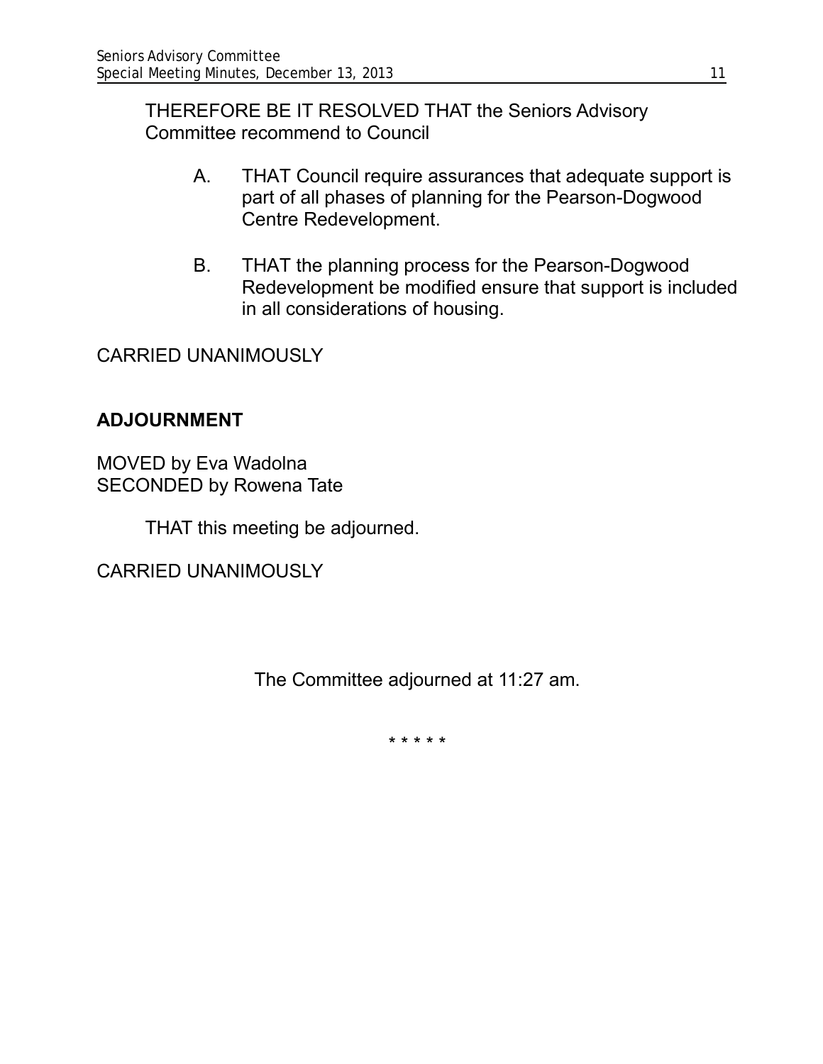THEREFORE BE IT RESOLVED THAT the Seniors Advisory Committee recommend to Council

A. THAT Council require assurances that adequate support is part of all phases of planning for the Pearson-Dogwood Centre Redevelopment.

B. THAT the planning process for the Pearson-Dogwood Redevelopment be modified ensure that support is included in all considerations of housing.

CARRIED UNANIMOUSLY

**ADJOURNMENT**

MOVED by Eva Wadolna
SECONDED by Rowena Tate

THAT this meeting be adjourned.

CARRIED UNANIMOUSLY

The Committee adjourned at 11:27 am.

* * * * *